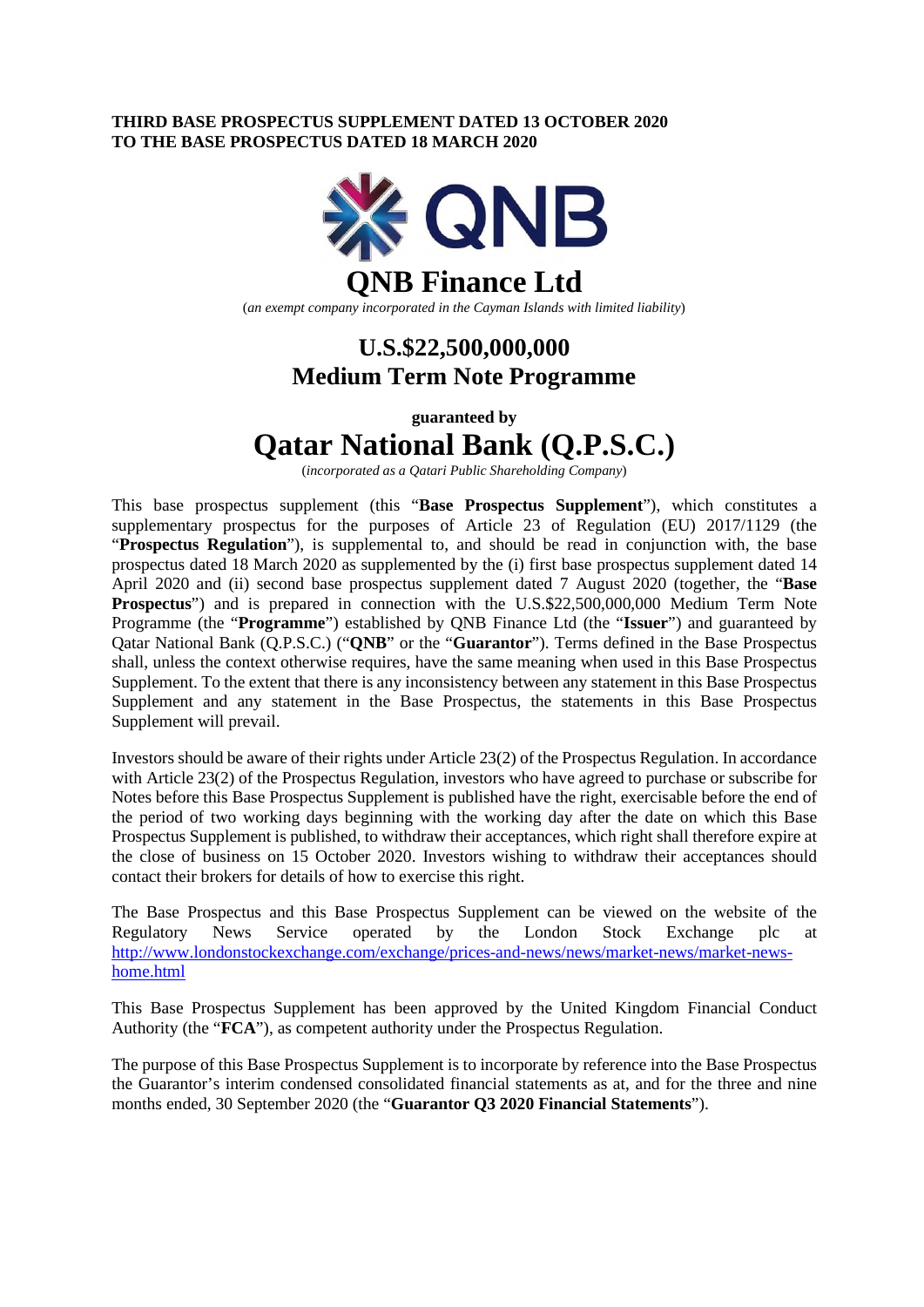**THIRD BASE PROSPECTUS SUPPLEMENT DATED 13 OCTOBER 2020**
**TO THE BASE PROSPECTUS DATED 18 MARCH 2020**

# QNB Finance Ltd

(*an exempt company incorporated in the Cayman Islands with limited liability*)

## U.S.$22,500,000,000
## Medium Term Note Programme

**guaranteed by**

# Qatar National Bank (Q.P.S.C.)

(*incorporated as a Qatari Public Shareholding Company*)

This base prospectus supplement (this "**Base Prospectus Supplement**"), which constitutes a supplementary prospectus for the purposes of Article 23 of Regulation (EU) 2017/1129 (the "**Prospectus Regulation**"), is supplemental to, and should be read in conjunction with, the base prospectus dated 18 March 2020 as supplemented by the (i) first base prospectus supplement dated 14 April 2020 and (ii) second base prospectus supplement dated 7 August 2020 (together, the "**Base Prospectus**") and is prepared in connection with the U.S.$22,500,000,000 Medium Term Note Programme (the "**Programme**") established by QNB Finance Ltd (the "**Issuer**") and guaranteed by Qatar National Bank (Q.P.S.C.) ("**QNB**" or the "**Guarantor**"). Terms defined in the Base Prospectus shall, unless the context otherwise requires, have the same meaning when used in this Base Prospectus Supplement. To the extent that there is any inconsistency between any statement in this Base Prospectus Supplement and any statement in the Base Prospectus, the statements in this Base Prospectus Supplement will prevail.

Investors should be aware of their rights under Article 23(2) of the Prospectus Regulation. In accordance with Article 23(2) of the Prospectus Regulation, investors who have agreed to purchase or subscribe for Notes before this Base Prospectus Supplement is published have the right, exercisable before the end of the period of two working days beginning with the working day after the date on which this Base Prospectus Supplement is published, to withdraw their acceptances, which right shall therefore expire at the close of business on 15 October 2020. Investors wishing to withdraw their acceptances should contact their brokers for details of how to exercise this right.

The Base Prospectus and this Base Prospectus Supplement can be viewed on the website of the Regulatory News Service operated by the London Stock Exchange plc at http://www.londonstockexchange.com/exchange/prices-and-news/news/market-news/market-news-home.html

This Base Prospectus Supplement has been approved by the United Kingdom Financial Conduct Authority (the "**FCA**"), as competent authority under the Prospectus Regulation.

The purpose of this Base Prospectus Supplement is to incorporate by reference into the Base Prospectus the Guarantor's interim condensed consolidated financial statements as at, and for the three and nine months ended, 30 September 2020 (the "**Guarantor Q3 2020 Financial Statements**").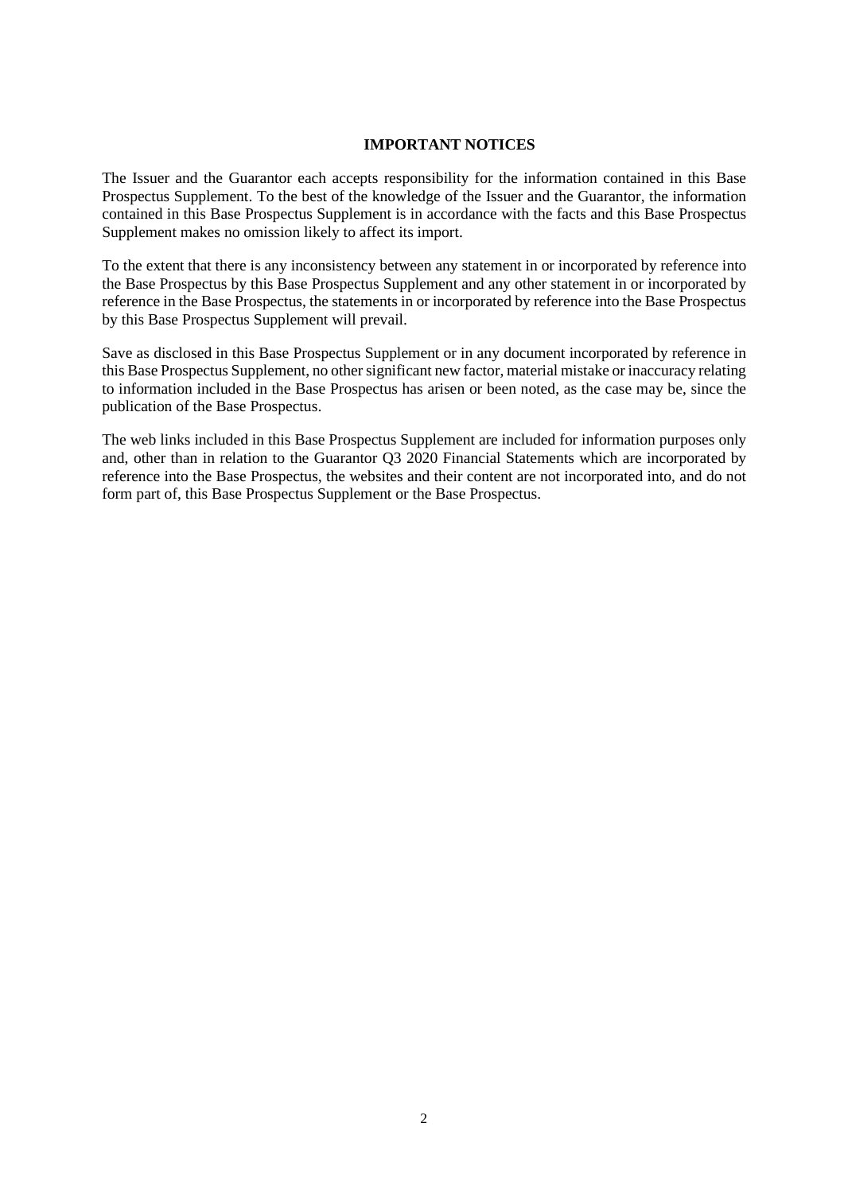## IMPORTANT NOTICES

The Issuer and the Guarantor each accepts responsibility for the information contained in this Base Prospectus Supplement. To the best of the knowledge of the Issuer and the Guarantor, the information contained in this Base Prospectus Supplement is in accordance with the facts and this Base Prospectus Supplement makes no omission likely to affect its import.

To the extent that there is any inconsistency between any statement in or incorporated by reference into the Base Prospectus by this Base Prospectus Supplement and any other statement in or incorporated by reference in the Base Prospectus, the statements in or incorporated by reference into the Base Prospectus by this Base Prospectus Supplement will prevail.

Save as disclosed in this Base Prospectus Supplement or in any document incorporated by reference in this Base Prospectus Supplement, no other significant new factor, material mistake or inaccuracy relating to information included in the Base Prospectus has arisen or been noted, as the case may be, since the publication of the Base Prospectus.

The web links included in this Base Prospectus Supplement are included for information purposes only and, other than in relation to the Guarantor Q3 2020 Financial Statements which are incorporated by reference into the Base Prospectus, the websites and their content are not incorporated into, and do not form part of, this Base Prospectus Supplement or the Base Prospectus.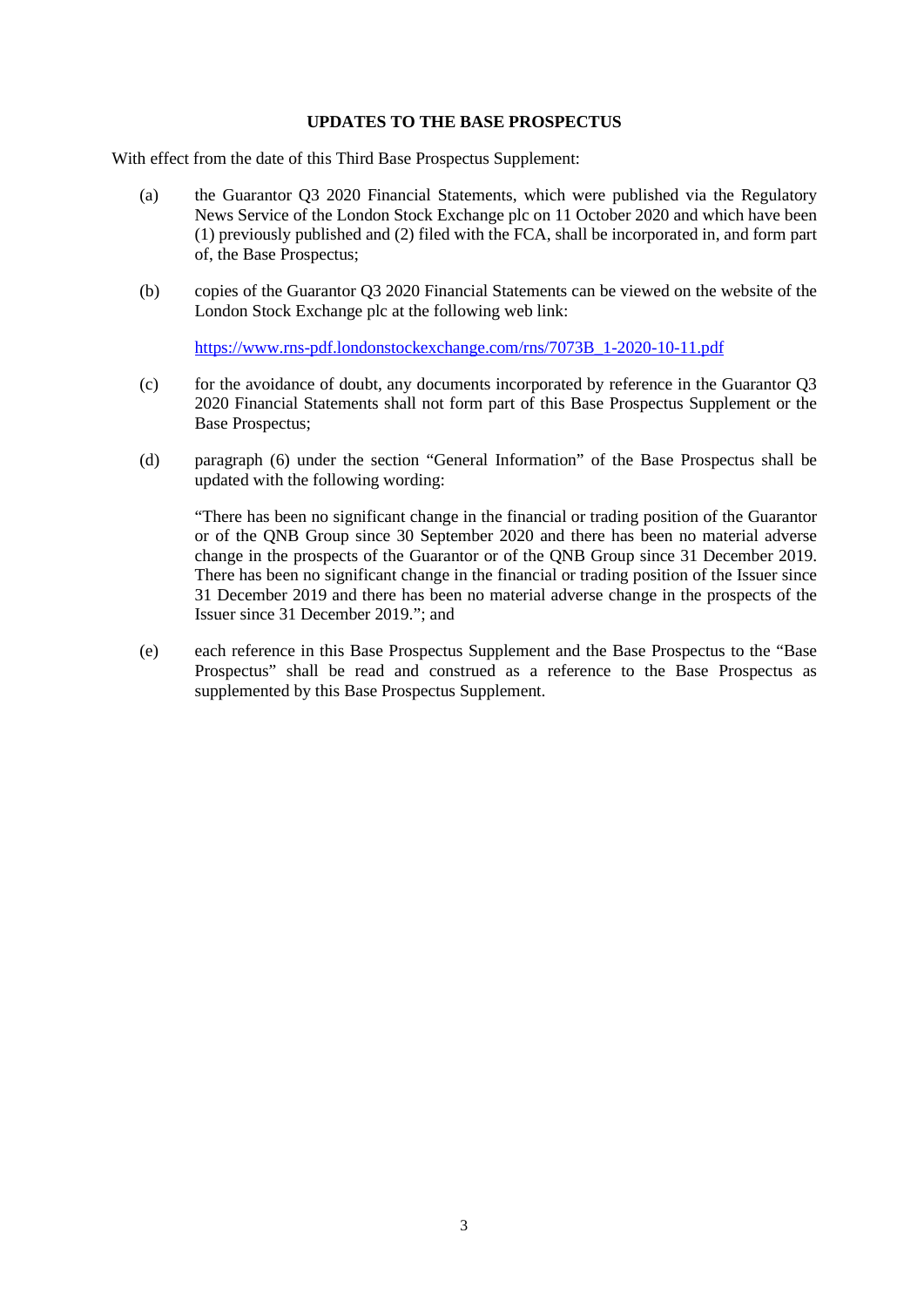**UPDATES TO THE BASE PROSPECTUS**

With effect from the date of this Third Base Prospectus Supplement:

(a) the Guarantor Q3 2020 Financial Statements, which were published via the Regulatory News Service of the London Stock Exchange plc on 11 October 2020 and which have been (1) previously published and (2) filed with the FCA, shall be incorporated in, and form part of, the Base Prospectus;

(b) copies of the Guarantor Q3 2020 Financial Statements can be viewed on the website of the London Stock Exchange plc at the following web link:

https://www.rns-pdf.londonstockexchange.com/rns/7073B_1-2020-10-11.pdf

(c) for the avoidance of doubt, any documents incorporated by reference in the Guarantor Q3 2020 Financial Statements shall not form part of this Base Prospectus Supplement or the Base Prospectus;

(d) paragraph (6) under the section "General Information" of the Base Prospectus shall be updated with the following wording:

"There has been no significant change in the financial or trading position of the Guarantor or of the QNB Group since 30 September 2020 and there has been no material adverse change in the prospects of the Guarantor or of the QNB Group since 31 December 2019. There has been no significant change in the financial or trading position of the Issuer since 31 December 2019 and there has been no material adverse change in the prospects of the Issuer since 31 December 2019."; and

(e) each reference in this Base Prospectus Supplement and the Base Prospectus to the "Base Prospectus" shall be read and construed as a reference to the Base Prospectus as supplemented by this Base Prospectus Supplement.